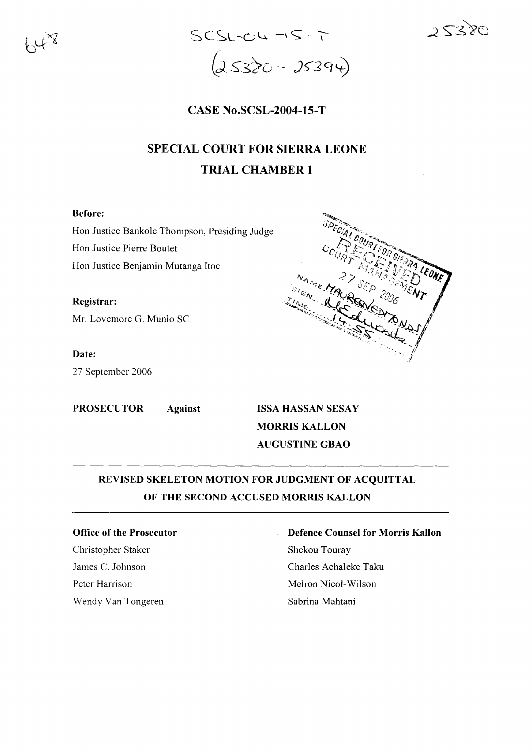SCSL-04-15-T

(25380 - 25394)

25380

648

## CASE No.SCSL-2004-15-T

# SPECIAL COURT FOR SIERRA LEONE

## TRIAL CHAMBER 1

**Before:**

Hon Justice Bankole Thompson, Presiding Judge

Hon Justice Pierre Boutet

Hon Justice Benjamin Mutanga Itoe

**Registrar:**

Mr. Lovemore G. Munlo SC

**Date:**

27 September 2006

SPECIAL COURT FOR SIERRA LEONE
RECEIVED
COURT MANAGEMENT
27 SEP 2006
NAME MAUREEN EDMONDS
SIGN
TIME 14:55

**PROSECUTOR** **Against** **ISSA HASSAN SESAY**

**MORRIS KALLON**

**AUGUSTINE GBAO**

---

## REVISED SKELETON MOTION FOR JUDGMENT OF ACQUITTAL OF THE SECOND ACCUSED MORRIS KALLON

---

**Office of the Prosecutor**

Christopher Staker

James C. Johnson

Peter Harrison

Wendy Van Tongeren

**Defence Counsel for Morris Kallon**

Shekou Touray

Charles Achaleke Taku

Melron Nicol-Wilson

Sabrina Mahtani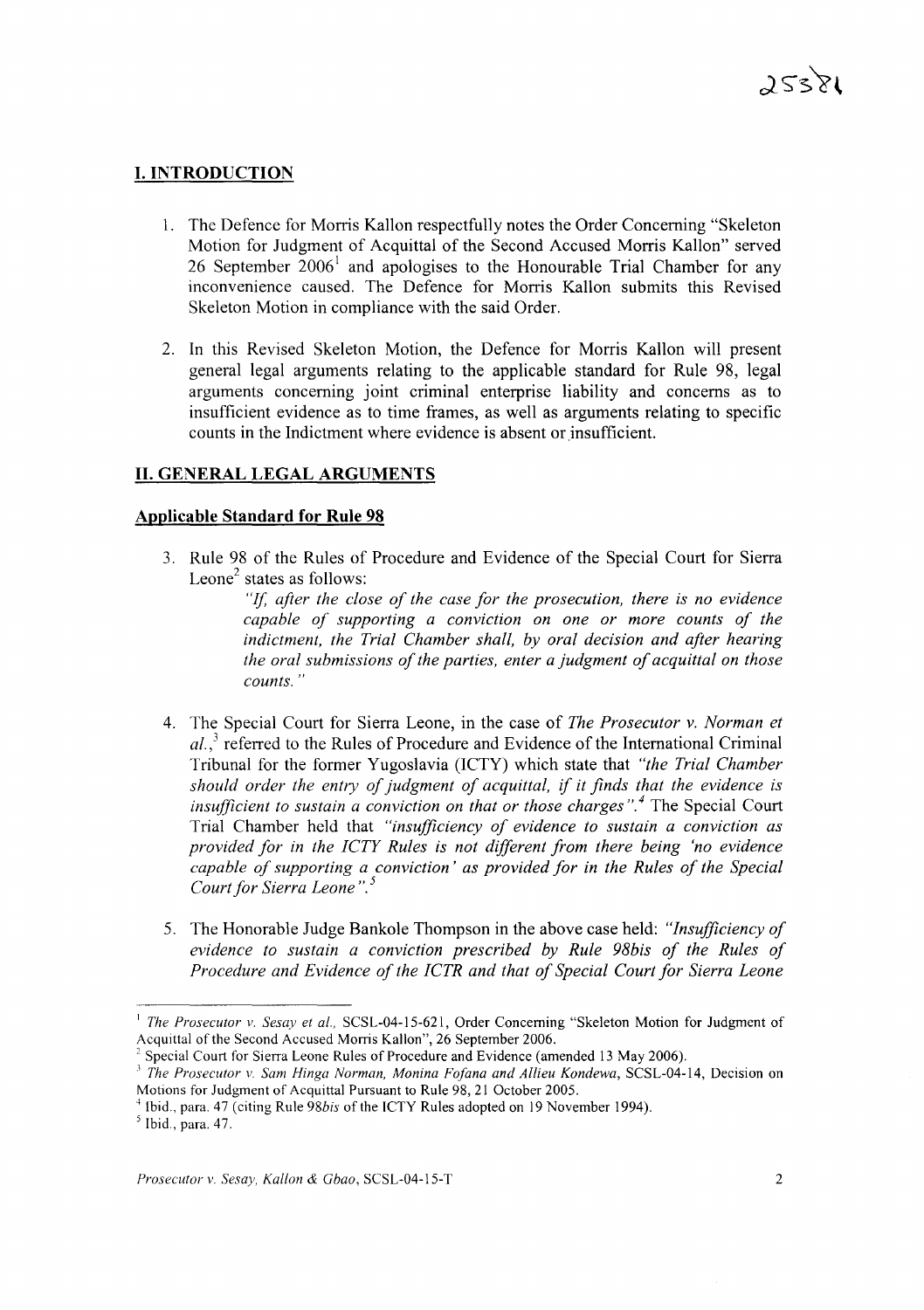## I. INTRODUCTION

1. The Defence for Morris Kallon respectfully notes the Order Concerning "Skeleton Motion for Judgment of Acquittal of the Second Accused Morris Kallon" served 26 September 2006[1] and apologises to the Honourable Trial Chamber for any inconvenience caused. The Defence for Morris Kallon submits this Revised Skeleton Motion in compliance with the said Order.

2. In this Revised Skeleton Motion, the Defence for Morris Kallon will present general legal arguments relating to the applicable standard for Rule 98, legal arguments concerning joint criminal enterprise liability and concerns as to insufficient evidence as to time frames, as well as arguments relating to specific counts in the Indictment where evidence is absent or insufficient.

## II. GENERAL LEGAL ARGUMENTS

### Applicable Standard for Rule 98

3. Rule 98 of the Rules of Procedure and Evidence of the Special Court for Sierra Leone[2] states as follows:

   > *"If, after the close of the case for the prosecution, there is no evidence capable of supporting a conviction on one or more counts of the indictment, the Trial Chamber shall, by oral decision and after hearing the oral submissions of the parties, enter a judgment of acquittal on those counts."*

4. The Special Court for Sierra Leone, in the case of *The Prosecutor v. Norman et al.*,[3] referred to the Rules of Procedure and Evidence of the International Criminal Tribunal for the former Yugoslavia (ICTY) which state that *"the Trial Chamber should order the entry of judgment of acquittal, if it finds that the evidence is insufficient to sustain a conviction on that or those charges"*.[4] The Special Court Trial Chamber held that *"insufficiency of evidence to sustain a conviction as provided for in the ICTY Rules is not different from there being 'no evidence capable of supporting a conviction' as provided for in the Rules of the Special Court for Sierra Leone"*.[5]

5. The Honorable Judge Bankole Thompson in the above case held: *"Insufficiency of evidence to sustain a conviction prescribed by Rule 98bis of the Rules of Procedure and Evidence of the ICTR and that of Special Court for Sierra Leone*

---

[1] *The Prosecutor v. Sesay et al.*, SCSL-04-15-621, Order Concerning "Skeleton Motion for Judgment of Acquittal of the Second Accused Morris Kallon", 26 September 2006.

[2] Special Court for Sierra Leone Rules of Procedure and Evidence (amended 13 May 2006).

[3] *The Prosecutor v. Sam Hinga Norman, Monina Fofana and Allieu Kondewa*, SCSL-04-14, Decision on Motions for Judgment of Acquittal Pursuant to Rule 98, 21 October 2005.

[4] Ibid., para. 47 (citing Rule 98*bis* of the ICTY Rules adopted on 19 November 1994).

[5] Ibid., para. 47.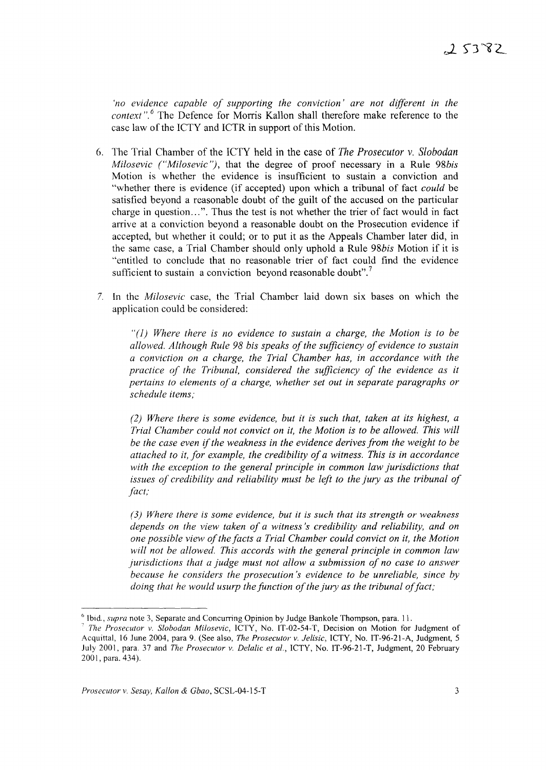*'no evidence capable of supporting the conviction' are not different in the context".*[6] The Defence for Morris Kallon shall therefore make reference to the case law of the ICTY and ICTR in support of this Motion.

6. The Trial Chamber of the ICTY held in the case of *The Prosecutor v. Slobodan Milosevic ("Milosevic")*, that the degree of proof necessary in a Rule 98*bis* Motion is whether the evidence is insufficient to sustain a conviction and "whether there is evidence (if accepted) upon which a tribunal of fact *could* be satisfied beyond a reasonable doubt of the guilt of the accused on the particular charge in question...". Thus the test is not whether the trier of fact would in fact arrive at a conviction beyond a reasonable doubt on the Prosecution evidence if accepted, but whether it could; or to put it as the Appeals Chamber later did, in the same case, a Trial Chamber should only uphold a Rule 98*bis* Motion if it is "entitled to conclude that no reasonable trier of fact could find the evidence sufficient to sustain a conviction beyond reasonable doubt".[7]

7. In the *Milosevic* case, the Trial Chamber laid down six bases on which the application could be considered:

   *"(1) Where there is no evidence to sustain a charge, the Motion is to be allowed. Although Rule 98 bis speaks of the sufficiency of evidence to sustain a conviction on a charge, the Trial Chamber has, in accordance with the practice of the Tribunal, considered the sufficiency of the evidence as it pertains to elements of a charge, whether set out in separate paragraphs or schedule items;*

   *(2) Where there is some evidence, but it is such that, taken at its highest, a Trial Chamber could not convict on it, the Motion is to be allowed. This will be the case even if the weakness in the evidence derives from the weight to be attached to it, for example, the credibility of a witness. This is in accordance with the exception to the general principle in common law jurisdictions that issues of credibility and reliability must be left to the jury as the tribunal of fact;*

   *(3) Where there is some evidence, but it is such that its strength or weakness depends on the view taken of a witness's credibility and reliability, and on one possible view of the facts a Trial Chamber could convict on it, the Motion will not be allowed. This accords with the general principle in common law jurisdictions that a judge must not allow a submission of no case to answer because he considers the prosecution's evidence to be unreliable, since by doing that he would usurp the function of the jury as the tribunal of fact;*

---

[6] Ibid., *supra* note 3, Separate and Concurring Opinion by Judge Bankole Thompson, para. 11.

[7] *The Prosecutor v. Slobodan Milosevic*, ICTY, No. IT-02-54-T, Decision on Motion for Judgment of Acquittal, 16 June 2004, para 9. (See also, *The Prosecutor v. Jelisic*, ICTY, No. IT-96-21-A, Judgment, 5 July 2001, para. 37 and *The Prosecutor v. Delalic et al.*, ICTY, No. IT-96-21-T, Judgment, 20 February 2001, para. 434).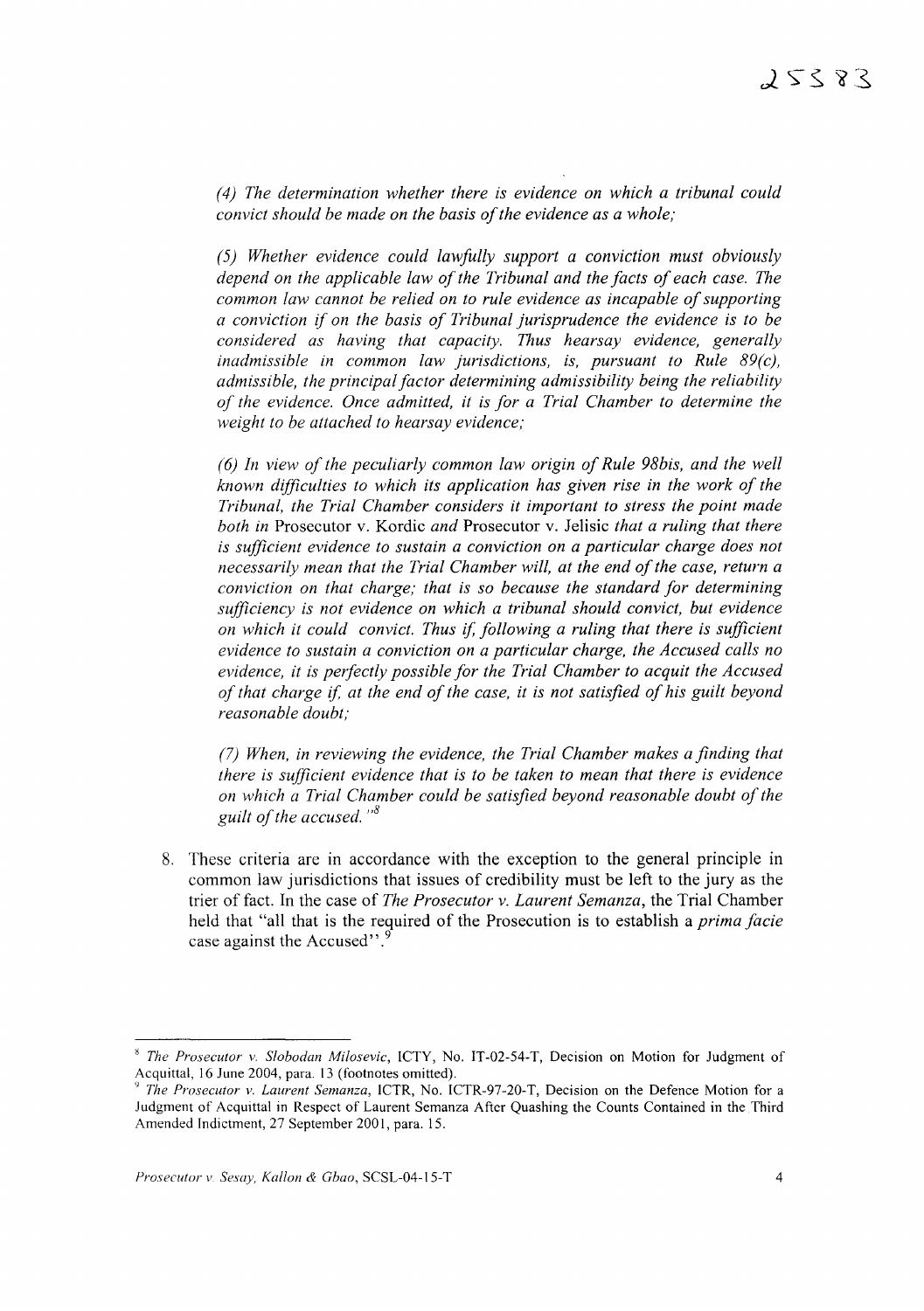*(4) The determination whether there is evidence on which a tribunal could convict should be made on the basis of the evidence as a whole;*

*(5) Whether evidence could lawfully support a conviction must obviously depend on the applicable law of the Tribunal and the facts of each case. The common law cannot be relied on to rule evidence as incapable of supporting a conviction if on the basis of Tribunal jurisprudence the evidence is to be considered as having that capacity. Thus hearsay evidence, generally inadmissible in common law jurisdictions, is, pursuant to Rule 89(c), admissible, the principal factor determining admissibility being the reliability of the evidence. Once admitted, it is for a Trial Chamber to determine the weight to be attached to hearsay evidence;*

*(6) In view of the peculiarly common law origin of Rule 98bis, and the well known difficulties to which its application has given rise in the work of the Tribunal, the Trial Chamber considers it important to stress the point made both in* Prosecutor v. Kordic *and* Prosecutor v. Jelisic *that a ruling that there is sufficient evidence to sustain a conviction on a particular charge does not necessarily mean that the Trial Chamber will, at the end of the case, return a conviction on that charge; that is so because the standard for determining sufficiency is not evidence on which a tribunal should convict, but evidence on which it could convict. Thus if, following a ruling that there is sufficient evidence to sustain a conviction on a particular charge, the Accused calls no evidence, it is perfectly possible for the Trial Chamber to acquit the Accused of that charge if, at the end of the case, it is not satisfied of his guilt beyond reasonable doubt;*

*(7) When, in reviewing the evidence, the Trial Chamber makes a finding that there is sufficient evidence that is to be taken to mean that there is evidence on which a Trial Chamber could be satisfied beyond reasonable doubt of the guilt of the accused."*[8]

8. These criteria are in accordance with the exception to the general principle in common law jurisdictions that issues of credibility must be left to the jury as the trier of fact. In the case of *The Prosecutor v. Laurent Semanza*, the Trial Chamber held that "all that is the required of the Prosecution is to establish a *prima facie* case against the Accused".[9]

---

[8] *The Prosecutor v. Slobodan Milosevic*, ICTY, No. IT-02-54-T, Decision on Motion for Judgment of Acquittal, 16 June 2004, para. 13 (footnotes omitted).

[9] *The Prosecutor v. Laurent Semanza*, ICTR, No. ICTR-97-20-T, Decision on the Defence Motion for a Judgment of Acquittal in Respect of Laurent Semanza After Quashing the Counts Contained in the Third Amended Indictment, 27 September 2001, para. 15.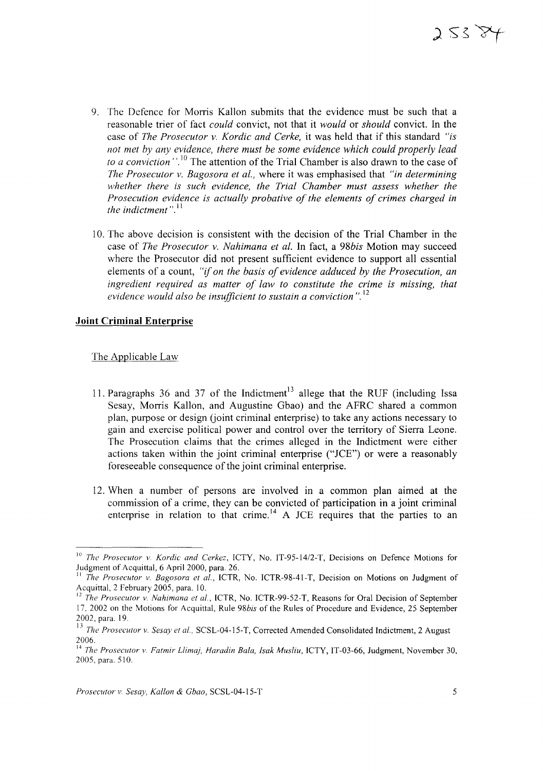9. The Defence for Morris Kallon submits that the evidence must be such that a reasonable trier of fact *could* convict, not that it *would* or *should* convict. In the case of *The Prosecutor v. Kordic and Cerke,* it was held that if this standard *"is not met by any evidence, there must be some evidence which could properly lead to a conviction"*.[10] The attention of the Trial Chamber is also drawn to the case of *The Prosecutor v. Bagosora et al.,* where it was emphasised that *"in determining whether there is such evidence, the Trial Chamber must assess whether the Prosecution evidence is actually probative of the elements of crimes charged in the indictment"*.[11]

10. The above decision is consistent with the decision of the Trial Chamber in the case of *The Prosecutor v. Nahimana et al.* In fact, a *98bis* Motion may succeed where the Prosecutor did not present sufficient evidence to support all essential elements of a count, *"if on the basis of evidence adduced by the Prosecution, an ingredient required as matter of law to constitute the crime is missing, that evidence would also be insufficient to sustain a conviction"*.[12]

**Joint Criminal Enterprise**

The Applicable Law

11. Paragraphs 36 and 37 of the Indictment[13] allege that the RUF (including Issa Sesay, Morris Kallon, and Augustine Gbao) and the AFRC shared a common plan, purpose or design (joint criminal enterprise) to take any actions necessary to gain and exercise political power and control over the territory of Sierra Leone. The Prosecution claims that the crimes alleged in the Indictment were either actions taken within the joint criminal enterprise ("JCE") or were a reasonably foreseeable consequence of the joint criminal enterprise.

12. When a number of persons are involved in a common plan aimed at the commission of a crime, they can be convicted of participation in a joint criminal enterprise in relation to that crime.[14] A JCE requires that the parties to an

---

[10] *The Prosecutor v. Kordic and Cerkez*, ICTY, No. IT-95-14/2-T, Decisions on Defence Motions for Judgment of Acquittal, 6 April 2000, para. 26.

[11] *The Prosecutor v. Bagosora et al.*, ICTR, No. ICTR-98-41-T, Decision on Motions on Judgment of Acquittal, 2 February 2005, para. 10.

[12] *The Prosecutor v. Nahimana et al.*, ICTR, No. ICTR-99-52-T, Reasons for Oral Decision of September 17, 2002 on the Motions for Acquittal, Rule *98bis* of the Rules of Procedure and Evidence, 25 September 2002, para. 19.

[13] *The Prosecutor v. Sesay et al.*, SCSL-04-15-T, Corrected Amended Consolidated Indictment, 2 August 2006.

[14] *The Prosecutor v. Fatmir Llimaj, Haradin Bala, Isak Musliu*, ICTY, IT-03-66, Judgment, November 30, 2005, para. 510.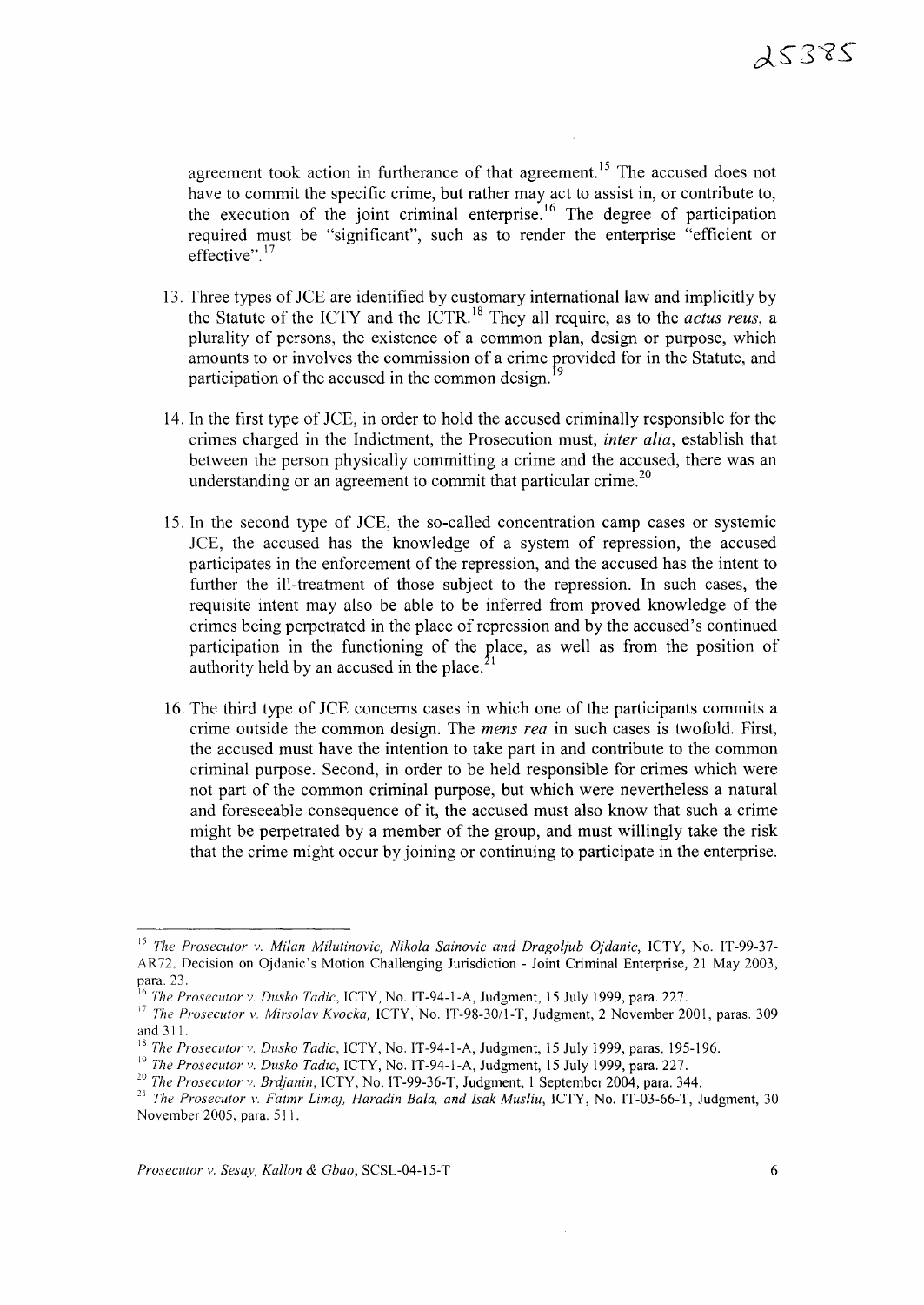agreement took action in furtherance of that agreement.[15] The accused does not have to commit the specific crime, but rather may act to assist in, or contribute to, the execution of the joint criminal enterprise.[16] The degree of participation required must be "significant", such as to render the enterprise "efficient or effective".[17]

13. Three types of JCE are identified by customary international law and implicitly by the Statute of the ICTY and the ICTR.[18] They all require, as to the *actus reus*, a plurality of persons, the existence of a common plan, design or purpose, which amounts to or involves the commission of a crime provided for in the Statute, and participation of the accused in the common design.[19]

14. In the first type of JCE, in order to hold the accused criminally responsible for the crimes charged in the Indictment, the Prosecution must, *inter alia*, establish that between the person physically committing a crime and the accused, there was an understanding or an agreement to commit that particular crime.[20]

15. In the second type of JCE, the so-called concentration camp cases or systemic JCE, the accused has the knowledge of a system of repression, the accused participates in the enforcement of the repression, and the accused has the intent to further the ill-treatment of those subject to the repression. In such cases, the requisite intent may also be able to be inferred from proved knowledge of the crimes being perpetrated in the place of repression and by the accused's continued participation in the functioning of the place, as well as from the position of authority held by an accused in the place.[21]

16. The third type of JCE concerns cases in which one of the participants commits a crime outside the common design. The *mens rea* in such cases is twofold. First, the accused must have the intention to take part in and contribute to the common criminal purpose. Second, in order to be held responsible for crimes which were not part of the common criminal purpose, but which were nevertheless a natural and foreseeable consequence of it, the accused must also know that such a crime might be perpetrated by a member of the group, and must willingly take the risk that the crime might occur by joining or continuing to participate in the enterprise.

---

[15] *The Prosecutor v. Milan Milutinovic, Nikola Sainovic and Dragoljub Ojdanic*, ICTY, No. IT-99-37-AR72, Decision on Ojdanic's Motion Challenging Jurisdiction - Joint Criminal Enterprise, 21 May 2003, para. 23.

[16] *The Prosecutor v. Dusko Tadic*, ICTY, No. IT-94-1-A, Judgment, 15 July 1999, para. 227.

[17] *The Prosecutor v. Mirsolav Kvocka*, ICTY, No. IT-98-30/1-T, Judgment, 2 November 2001, paras. 309 and 311.

[18] *The Prosecutor v. Dusko Tadic*, ICTY, No. IT-94-1-A, Judgment, 15 July 1999, paras. 195-196.

[19] *The Prosecutor v. Dusko Tadic*, ICTY, No. IT-94-1-A, Judgment, 15 July 1999, para. 227.

[20] *The Prosecutor v. Brdjanin*, ICTY, No. IT-99-36-T, Judgment, 1 September 2004, para. 344.

[21] *The Prosecutor v. Fatmr Limaj, Haradin Bala, and Isak Musliu*, ICTY, No. IT-03-66-T, Judgment, 30 November 2005, para. 511.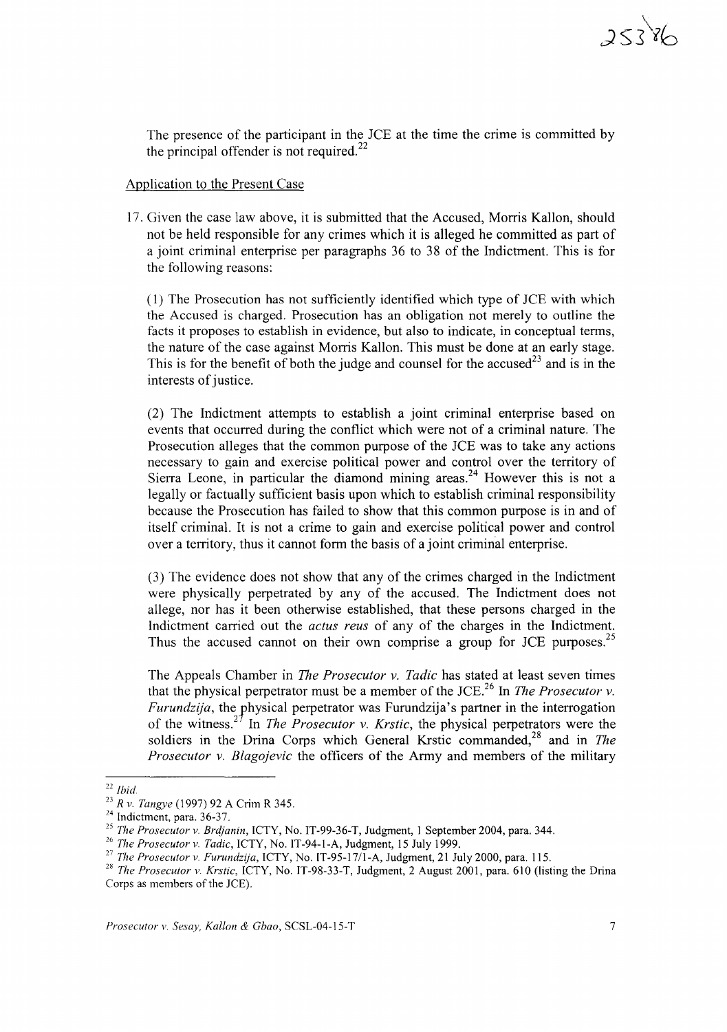The presence of the participant in the JCE at the time the crime is committed by the principal offender is not required.[22]

Application to the Present Case

17. Given the case law above, it is submitted that the Accused, Morris Kallon, should not be held responsible for any crimes which it is alleged he committed as part of a joint criminal enterprise per paragraphs 36 to 38 of the Indictment. This is for the following reasons:

(1) The Prosecution has not sufficiently identified which type of JCE with which the Accused is charged. Prosecution has an obligation not merely to outline the facts it proposes to establish in evidence, but also to indicate, in conceptual terms, the nature of the case against Morris Kallon. This must be done at an early stage. This is for the benefit of both the judge and counsel for the accused[23] and is in the interests of justice.

(2) The Indictment attempts to establish a joint criminal enterprise based on events that occurred during the conflict which were not of a criminal nature. The Prosecution alleges that the common purpose of the JCE was to take any actions necessary to gain and exercise political power and control over the territory of Sierra Leone, in particular the diamond mining areas.[24] However this is not a legally or factually sufficient basis upon which to establish criminal responsibility because the Prosecution has failed to show that this common purpose is in and of itself criminal. It is not a crime to gain and exercise political power and control over a territory, thus it cannot form the basis of a joint criminal enterprise.

(3) The evidence does not show that any of the crimes charged in the Indictment were physically perpetrated by any of the accused. The Indictment does not allege, nor has it been otherwise established, that these persons charged in the Indictment carried out the *actus reus* of any of the charges in the Indictment. Thus the accused cannot on their own comprise a group for JCE purposes.[25]

The Appeals Chamber in *The Prosecutor v. Tadic* has stated at least seven times that the physical perpetrator must be a member of the JCE.[26] In *The Prosecutor v. Furundzija*, the physical perpetrator was Furundzija's partner in the interrogation of the witness.[27] In *The Prosecutor v. Krstic*, the physical perpetrators were the soldiers in the Drina Corps which General Krstic commanded,[28] and in *The Prosecutor v. Blagojevic* the officers of the Army and members of the military

---

[22] *Ibid.*

[23] *R v. Tangye* (1997) 92 A Crim R 345.

[24] Indictment, para. 36-37.

[25] *The Prosecutor v. Brdjanin*, ICTY, No. IT-99-36-T, Judgment, 1 September 2004, para. 344.

[26] *The Prosecutor v. Tadic*, ICTY, No. IT-94-1-A, Judgment, 15 July 1999.

[27] *The Prosecutor v. Furundzija*, ICTY, No. IT-95-17/1-A, Judgment, 21 July 2000, para. 115.

[28] *The Prosecutor v. Krstic*, ICTY, No. IT-98-33-T, Judgment, 2 August 2001, para. 610 (listing the Drina Corps as members of the JCE).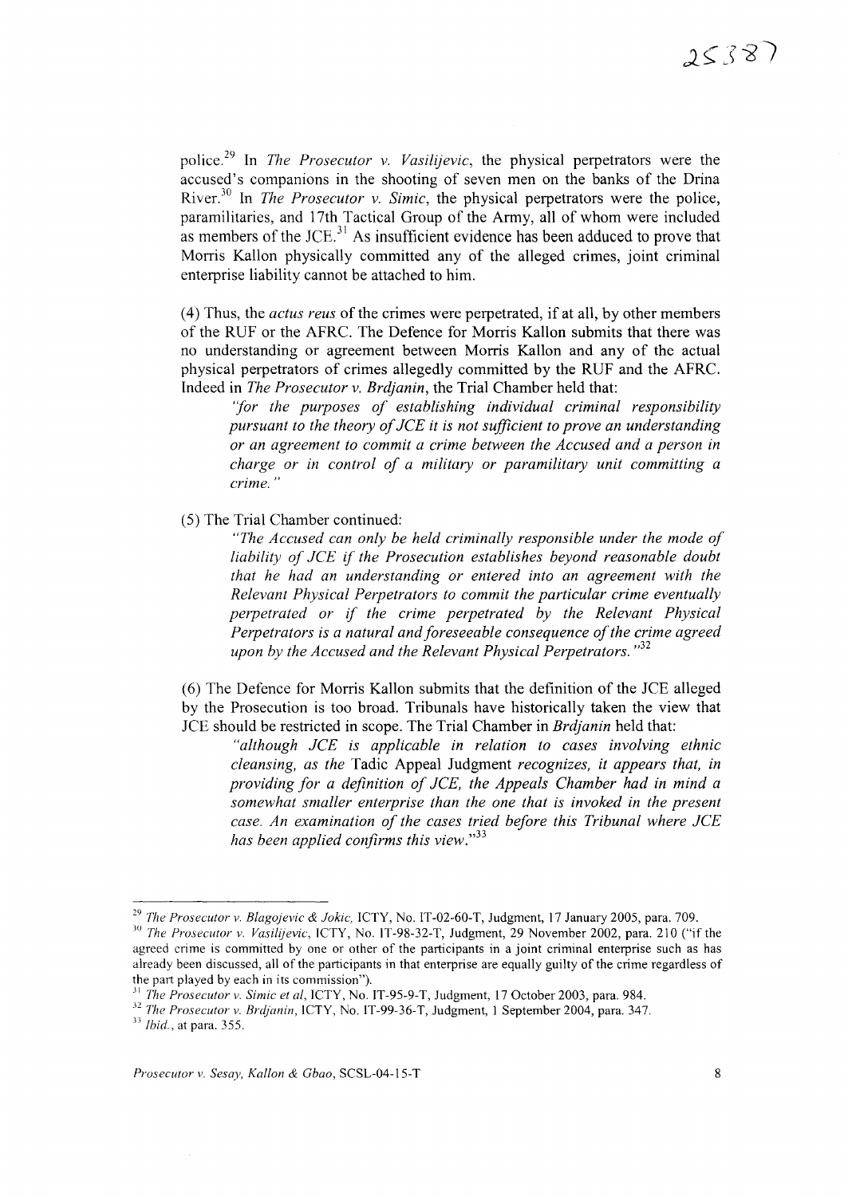police.[29] In *The Prosecutor v. Vasilijevic*, the physical perpetrators were the accused's companions in the shooting of seven men on the banks of the Drina River.[30] In *The Prosecutor v. Simic*, the physical perpetrators were the police, paramilitaries, and 17th Tactical Group of the Army, all of whom were included as members of the JCE.[31] As insufficient evidence has been adduced to prove that Morris Kallon physically committed any of the alleged crimes, joint criminal enterprise liability cannot be attached to him.

(4) Thus, the *actus reus* of the crimes were perpetrated, if at all, by other members of the RUF or the AFRC. The Defence for Morris Kallon submits that there was no understanding or agreement between Morris Kallon and any of the actual physical perpetrators of crimes allegedly committed by the RUF and the AFRC. Indeed in *The Prosecutor v. Brdjanin*, the Trial Chamber held that:

> *"for the purposes of establishing individual criminal responsibility pursuant to the theory of JCE it is not sufficient to prove an understanding or an agreement to commit a crime between the Accused and a person in charge or in control of a military or paramilitary unit committing a crime."*

(5) The Trial Chamber continued:

> *"The Accused can only be held criminally responsible under the mode of liability of JCE if the Prosecution establishes beyond reasonable doubt that he had an understanding or entered into an agreement with the Relevant Physical Perpetrators to commit the particular crime eventually perpetrated or if the crime perpetrated by the Relevant Physical Perpetrators is a natural and foreseeable consequence of the crime agreed upon by the Accused and the Relevant Physical Perpetrators."*[32]

(6) The Defence for Morris Kallon submits that the definition of the JCE alleged by the Prosecution is too broad. Tribunals have historically taken the view that JCE should be restricted in scope. The Trial Chamber in *Brdjanin* held that:

> *"although JCE is applicable in relation to cases involving ethnic cleansing, as the* Tadic Appeal Judgment *recognizes, it appears that, in providing for a definition of JCE, the Appeals Chamber had in mind a somewhat smaller enterprise than the one that is invoked in the present case. An examination of the cases tried before this Tribunal where JCE has been applied confirms this view."*[33]

---

[29] *The Prosecutor v. Blagojevic & Jokic*, ICTY, No. IT-02-60-T, Judgment, 17 January 2005, para. 709.

[30] *The Prosecutor v. Vasilijevic*, ICTY, No. IT-98-32-T, Judgment, 29 November 2002, para. 210 ("if the agreed crime is committed by one or other of the participants in a joint criminal enterprise such as has already been discussed, all of the participants in that enterprise are equally guilty of the crime regardless of the part played by each in its commission").

[31] *The Prosecutor v. Simic et al*, ICTY, No. IT-95-9-T, Judgment, 17 October 2003, para. 984.

[32] *The Prosecutor v. Brdjanin*, ICTY, No. IT-99-36-T, Judgment, 1 September 2004, para. 347.

[33] *Ibid.*, at para. 355.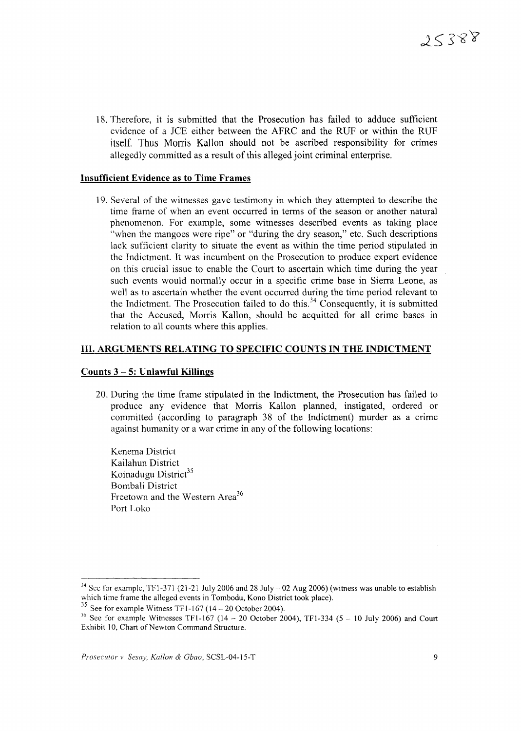18. Therefore, it is submitted that the Prosecution has failed to adduce sufficient evidence of a JCE either between the AFRC and the RUF or within the RUF itself. Thus Morris Kallon should not be ascribed responsibility for crimes allegedly committed as a result of this alleged joint criminal enterprise.

**Insufficient Evidence as to Time Frames**

19. Several of the witnesses gave testimony in which they attempted to describe the time frame of when an event occurred in terms of the season or another natural phenomenon. For example, some witnesses described events as taking place "when the mangoes were ripe" or "during the dry season," etc. Such descriptions lack sufficient clarity to situate the event as within the time period stipulated in the Indictment. It was incumbent on the Prosecution to produce expert evidence on this crucial issue to enable the Court to ascertain which time during the year such events would normally occur in a specific crime base in Sierra Leone, as well as to ascertain whether the event occurred during the time period relevant to the Indictment. The Prosecution failed to do this.[34] Consequently, it is submitted that the Accused, Morris Kallon, should be acquitted for all crime bases in relation to all counts where this applies.

## III. ARGUMENTS RELATING TO SPECIFIC COUNTS IN THE INDICTMENT

**Counts 3 – 5: Unlawful Killings**

20. During the time frame stipulated in the Indictment, the Prosecution has failed to produce any evidence that Morris Kallon planned, instigated, ordered or committed (according to paragraph 38 of the Indictment) murder as a crime against humanity or a war crime in any of the following locations:

    Kenema District
    Kailahun District
    Koinadugu District[35]
    Bombali District
    Freetown and the Western Area[36]
    Port Loko

---

[34] See for example, TF1-371 (21-21 July 2006 and 28 July – 02 Aug 2006) (witness was unable to establish which time frame the alleged events in Tombodu, Kono District took place).

[35] See for example Witness TF1-167 (14 – 20 October 2004).

[36] See for example Witnesses TF1-167 (14 – 20 October 2004), TF1-334 (5 – 10 July 2006) and Court Exhibit 10, Chart of Newton Command Structure.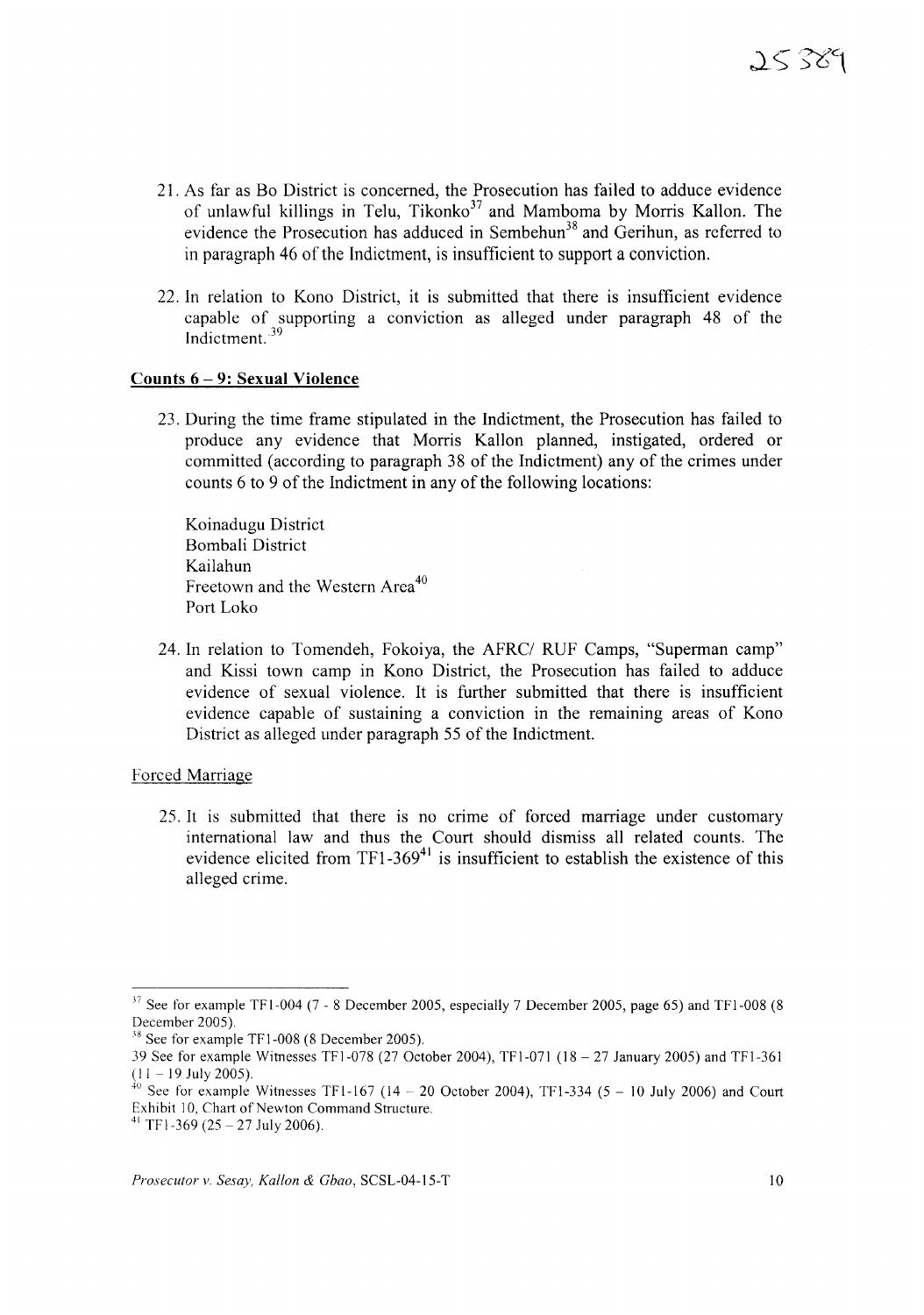21. As far as Bo District is concerned, the Prosecution has failed to adduce evidence of unlawful killings in Telu, Tikonko[37] and Mamboma by Morris Kallon. The evidence the Prosecution has adduced in Sembehun[38] and Gerihun, as referred to in paragraph 46 of the Indictment, is insufficient to support a conviction.

22. In relation to Kono District, it is submitted that there is insufficient evidence capable of supporting a conviction as alleged under paragraph 48 of the Indictment.[39]

**Counts 6 – 9: Sexual Violence**

23. During the time frame stipulated in the Indictment, the Prosecution has failed to produce any evidence that Morris Kallon planned, instigated, ordered or committed (according to paragraph 38 of the Indictment) any of the crimes under counts 6 to 9 of the Indictment in any of the following locations:

    Koinadugu District
    Bombali District
    Kailahun
    Freetown and the Western Area[40]
    Port Loko

24. In relation to Tomendeh, Fokoiya, the AFRC/ RUF Camps, "Superman camp" and Kissi town camp in Kono District, the Prosecution has failed to adduce evidence of sexual violence. It is further submitted that there is insufficient evidence capable of sustaining a conviction in the remaining areas of Kono District as alleged under paragraph 55 of the Indictment.

Forced Marriage

25. It is submitted that there is no crime of forced marriage under customary international law and thus the Court should dismiss all related counts. The evidence elicited from TF1-369[41] is insufficient to establish the existence of this alleged crime.

---

[37] See for example TF1-004 (7 - 8 December 2005, especially 7 December 2005, page 65) and TF1-008 (8 December 2005).

[38] See for example TF1-008 (8 December 2005).

[39] See for example Witnesses TF1-078 (27 October 2004), TF1-071 (18 – 27 January 2005) and TF1-361 (11 – 19 July 2005).

[40] See for example Witnesses TF1-167 (14 – 20 October 2004), TF1-334 (5 – 10 July 2006) and Court Exhibit 10, Chart of Newton Command Structure.

[41] TF1-369 (25 – 27 July 2006).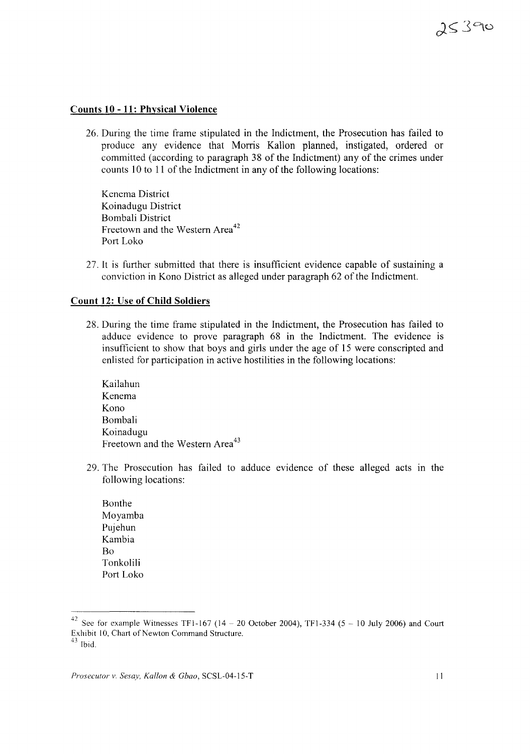**Counts 10 - 11: Physical Violence**

26. During the time frame stipulated in the Indictment, the Prosecution has failed to produce any evidence that Morris Kallon planned, instigated, ordered or committed (according to paragraph 38 of the Indictment) any of the crimes under counts 10 to 11 of the Indictment in any of the following locations:

    Kenema District
    Koinadugu District
    Bombali District
    Freetown and the Western Area[42]
    Port Loko

27. It is further submitted that there is insufficient evidence capable of sustaining a conviction in Kono District as alleged under paragraph 62 of the Indictment.

**Count 12: Use of Child Soldiers**

28. During the time frame stipulated in the Indictment, the Prosecution has failed to adduce evidence to prove paragraph 68 in the Indictment. The evidence is insufficient to show that boys and girls under the age of 15 were conscripted and enlisted for participation in active hostilities in the following locations:

    Kailahun
    Kenema
    Kono
    Bombali
    Koinadugu
    Freetown and the Western Area[43]

29. The Prosecution has failed to adduce evidence of these alleged acts in the following locations:

    Bonthe
    Moyamba
    Pujehun
    Kambia
    Bo
    Tonkolili
    Port Loko

---

[42] See for example Witnesses TF1-167 (14 – 20 October 2004), TF1-334 (5 – 10 July 2006) and Court Exhibit 10, Chart of Newton Command Structure.

[43] Ibid.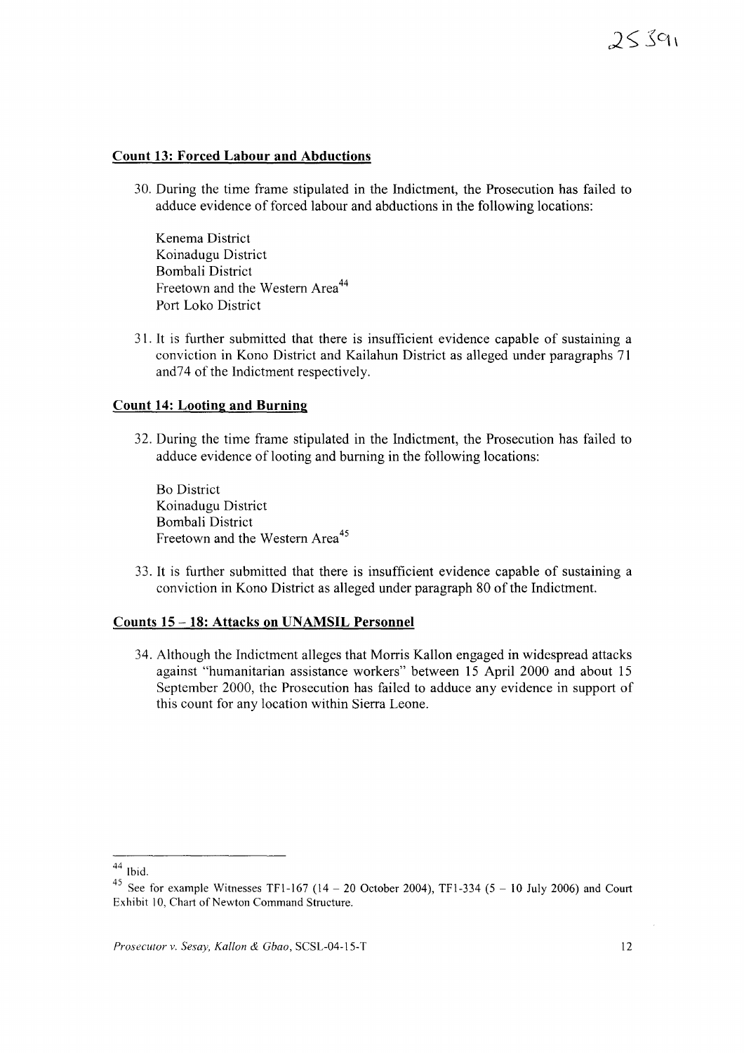### Count 13: Forced Labour and Abductions

30. During the time frame stipulated in the Indictment, the Prosecution has failed to adduce evidence of forced labour and abductions in the following locations:

    Kenema District
    Koinadugu District
    Bombali District
    Freetown and the Western Area[44]
    Port Loko District

31. It is further submitted that there is insufficient evidence capable of sustaining a conviction in Kono District and Kailahun District as alleged under paragraphs 71 and74 of the Indictment respectively.

### Count 14: Looting and Burning

32. During the time frame stipulated in the Indictment, the Prosecution has failed to adduce evidence of looting and burning in the following locations:

    Bo District
    Koinadugu District
    Bombali District
    Freetown and the Western Area[45]

33. It is further submitted that there is insufficient evidence capable of sustaining a conviction in Kono District as alleged under paragraph 80 of the Indictment.

### Counts 15 – 18: Attacks on UNAMSIL Personnel

34. Although the Indictment alleges that Morris Kallon engaged in widespread attacks against "humanitarian assistance workers" between 15 April 2000 and about 15 September 2000, the Prosecution has failed to adduce any evidence in support of this count for any location within Sierra Leone.

---

[44] Ibid.

[45] See for example Witnesses TF1-167 (14 – 20 October 2004), TF1-334 (5 – 10 July 2006) and Court Exhibit 10, Chart of Newton Command Structure.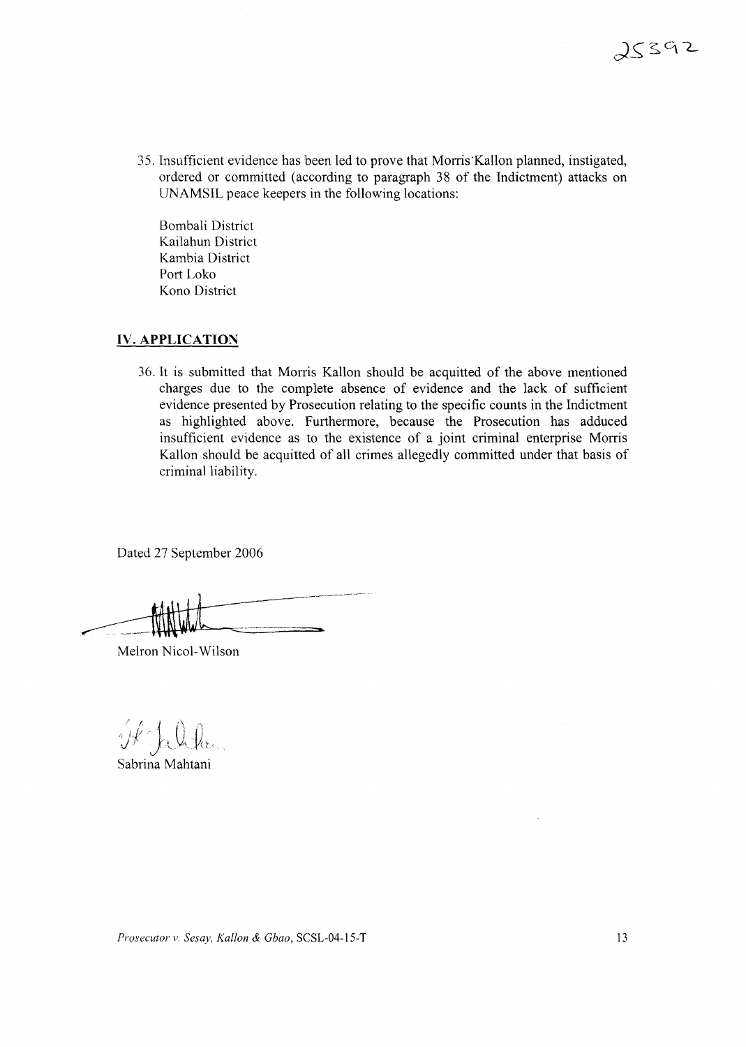35. Insufficient evidence has been led to prove that Morris Kallon planned, instigated, ordered or committed (according to paragraph 38 of the Indictment) attacks on UNAMSIL peace keepers in the following locations:

    Bombali District
    Kailahun District
    Kambia District
    Port Loko
    Kono District

## IV. APPLICATION

36. It is submitted that Morris Kallon should be acquitted of the above mentioned charges due to the complete absence of evidence and the lack of sufficient evidence presented by Prosecution relating to the specific counts in the Indictment as highlighted above. Furthermore, because the Prosecution has adduced insufficient evidence as to the existence of a joint criminal enterprise Morris Kallon should be acquitted of all crimes allegedly committed under that basis of criminal liability.

Dated 27 September 2006

Melron Nicol-Wilson

Sabrina Mahtani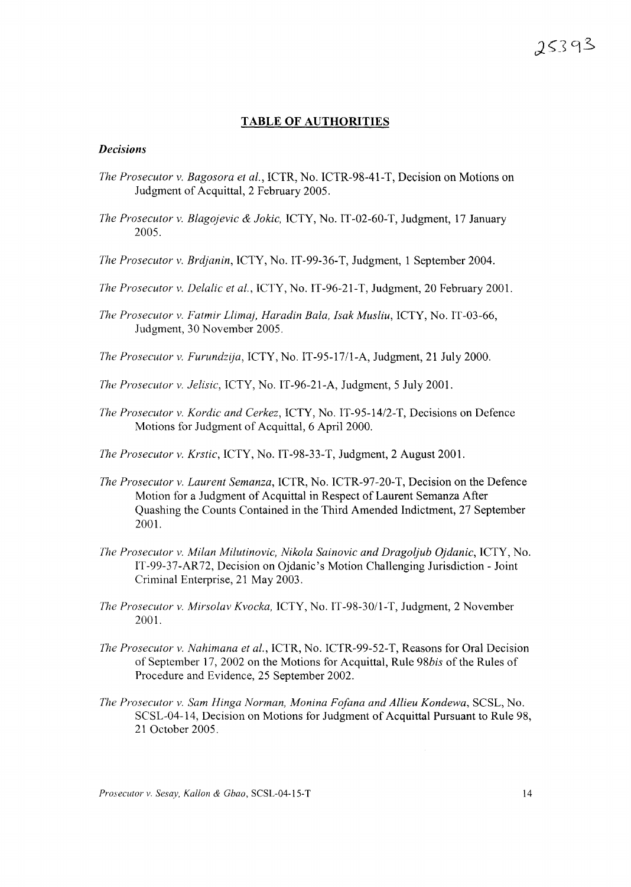## TABLE OF AUTHORITIES

### *Decisions*

*The Prosecutor v. Bagosora et al.*, ICTR, No. ICTR-98-41-T, Decision on Motions on Judgment of Acquittal, 2 February 2005.

*The Prosecutor v. Blagojevic & Jokic*, ICTY, No. IT-02-60-T, Judgment, 17 January 2005.

*The Prosecutor v. Brdjanin*, ICTY, No. IT-99-36-T, Judgment, 1 September 2004.

*The Prosecutor v. Delalic et al.*, ICTY, No. IT-96-21-T, Judgment, 20 February 2001.

*The Prosecutor v. Fatmir Llimaj, Haradin Bala, Isak Musliu*, ICTY, No. IT-03-66, Judgment, 30 November 2005.

*The Prosecutor v. Furundzija*, ICTY, No. IT-95-17/1-A, Judgment, 21 July 2000.

*The Prosecutor v. Jelisic*, ICTY, No. IT-96-21-A, Judgment, 5 July 2001.

*The Prosecutor v. Kordic and Cerkez*, ICTY, No. IT-95-14/2-T, Decisions on Defence Motions for Judgment of Acquittal, 6 April 2000.

*The Prosecutor v. Krstic*, ICTY, No. IT-98-33-T, Judgment, 2 August 2001.

*The Prosecutor v. Laurent Semanza*, ICTR, No. ICTR-97-20-T, Decision on the Defence Motion for a Judgment of Acquittal in Respect of Laurent Semanza After Quashing the Counts Contained in the Third Amended Indictment, 27 September 2001.

*The Prosecutor v. Milan Milutinovic, Nikola Sainovic and Dragoljub Ojdanic*, ICTY, No. IT-99-37-AR72, Decision on Ojdanic's Motion Challenging Jurisdiction - Joint Criminal Enterprise, 21 May 2003.

*The Prosecutor v. Mirsolav Kvocka*, ICTY, No. IT-98-30/1-T, Judgment, 2 November 2001.

*The Prosecutor v. Nahimana et al.*, ICTR, No. ICTR-99-52-T, Reasons for Oral Decision of September 17, 2002 on the Motions for Acquittal, Rule 98*bis* of the Rules of Procedure and Evidence, 25 September 2002.

*The Prosecutor v. Sam Hinga Norman, Monina Fofana and Allieu Kondewa*, SCSL, No. SCSL-04-14, Decision on Motions for Judgment of Acquittal Pursuant to Rule 98, 21 October 2005.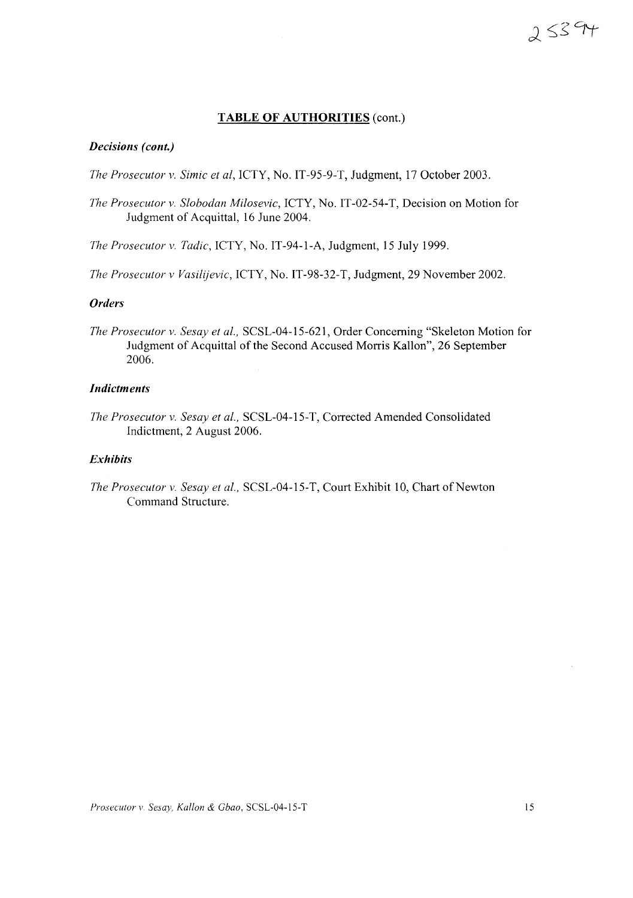## TABLE OF AUTHORITIES (cont.)

### *Decisions (cont.)*

*The Prosecutor v. Simic et al*, ICTY, No. IT-95-9-T, Judgment, 17 October 2003.

*The Prosecutor v. Slobodan Milosevic*, ICTY, No. IT-02-54-T, Decision on Motion for Judgment of Acquittal, 16 June 2004.

*The Prosecutor v. Tadic*, ICTY, No. IT-94-1-A, Judgment, 15 July 1999.

*The Prosecutor v Vasilijevic*, ICTY, No. IT-98-32-T, Judgment, 29 November 2002.

### *Orders*

*The Prosecutor v. Sesay et al.*, SCSL-04-15-621, Order Concerning "Skeleton Motion for Judgment of Acquittal of the Second Accused Morris Kallon", 26 September 2006.

### *Indictments*

*The Prosecutor v. Sesay et al.*, SCSL-04-15-T, Corrected Amended Consolidated Indictment, 2 August 2006.

### *Exhibits*

*The Prosecutor v. Sesay et al.*, SCSL-04-15-T, Court Exhibit 10, Chart of Newton Command Structure.